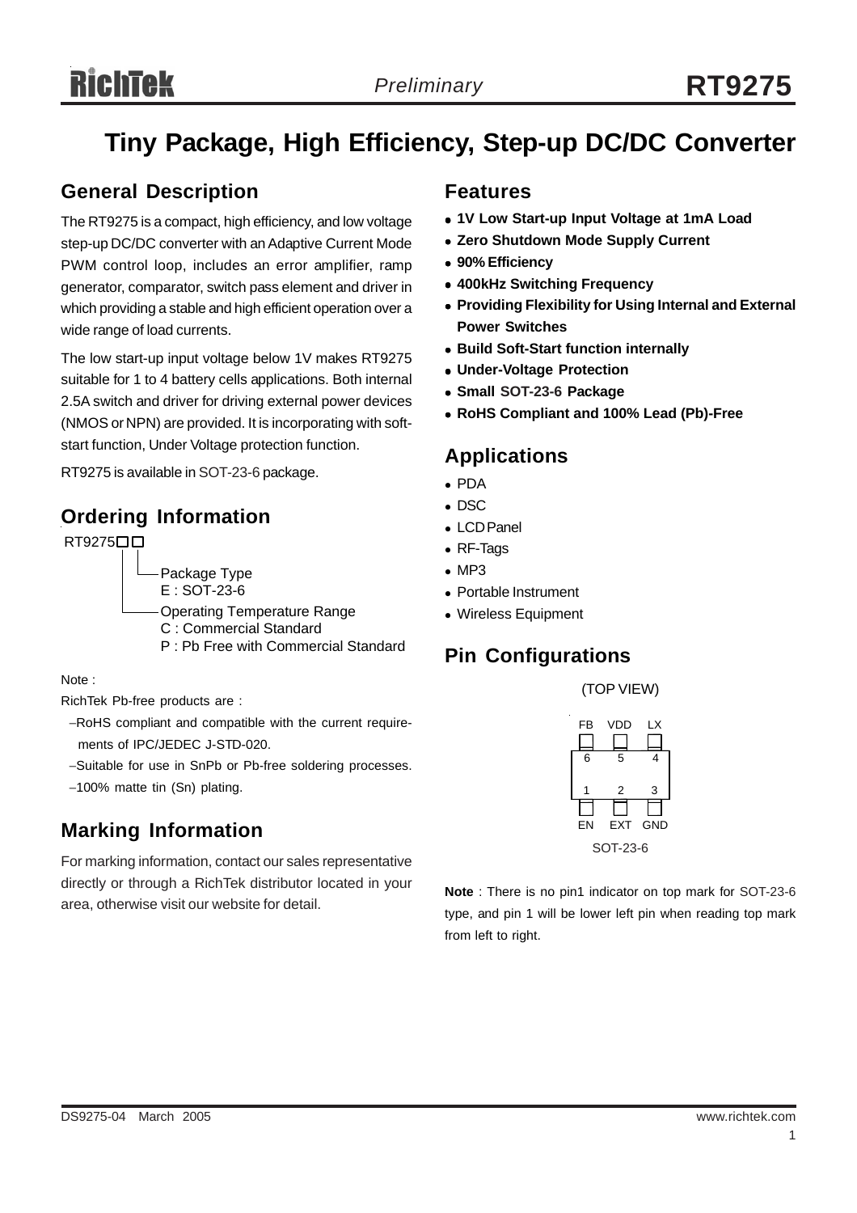# Tiny Package, High Efficiency, Step-up DC/DC Converter

## General Description

The RT9275 is a compact, high efficiency, and low voltage step-up DC/DC converter with an Adaptive Current Mode PWM control loop, includes an error amplifier, ramp generator, comparator, switch pass element and driver in which providing a stable and high efficient operation over a wide range of load currents.

The low start-up input voltage below 1V makes RT9275 suitable for 1 to 4 battery cells applications. Both internal 2.5A switch and driver for driving external power devices (NMOS or NPN) are provided. It is incorporating with soft-start function, Under Voltage protection function.

RT9275 is available in SOT-23-6 package.

## Ordering Information

RT9275□□

- Package Type
  - E : SOT-23-6
- Operating Temperature Range
  - C : Commercial Standard
  - P : Pb Free with Commercial Standard

Note :

RichTek Pb-free products are :

- −RoHS compliant and compatible with the current requirements of IPC/JEDEC J-STD-020.
- −Suitable for use in SnPb or Pb-free soldering processes.
- −100% matte tin (Sn) plating.

## Marking Information

For marking information, contact our sales representative directly or through a RichTek distributor located in your area, otherwise visit our website for detail.

## Features

- **1V Low Start-up Input Voltage at 1mA Load**
- **Zero Shutdown Mode Supply Current**
- **90% Efficiency**
- **400kHz Switching Frequency**
- **Providing Flexibility for Using Internal and External Power Switches**
- **Build Soft-Start function internally**
- **Under-Voltage Protection**
- **Small SOT-23-6 Package**
- **RoHS Compliant and 100% Lead (Pb)-Free**

## Applications

- PDA
- DSC
- LCD Panel
- RF-Tags
- MP3
- Portable Instrument
- Wireless Equipment

## Pin Configurations

(TOP VIEW)

| FB | VDD | LX |
|---|---|---|
| 6 | 5 | 4 |
| 1 | 2 | 3 |
| EN | EXT | GND |

SOT-23-6

**Note** : There is no pin1 indicator on top mark for SOT-23-6 type, and pin 1 will be lower left pin when reading top mark from left to right.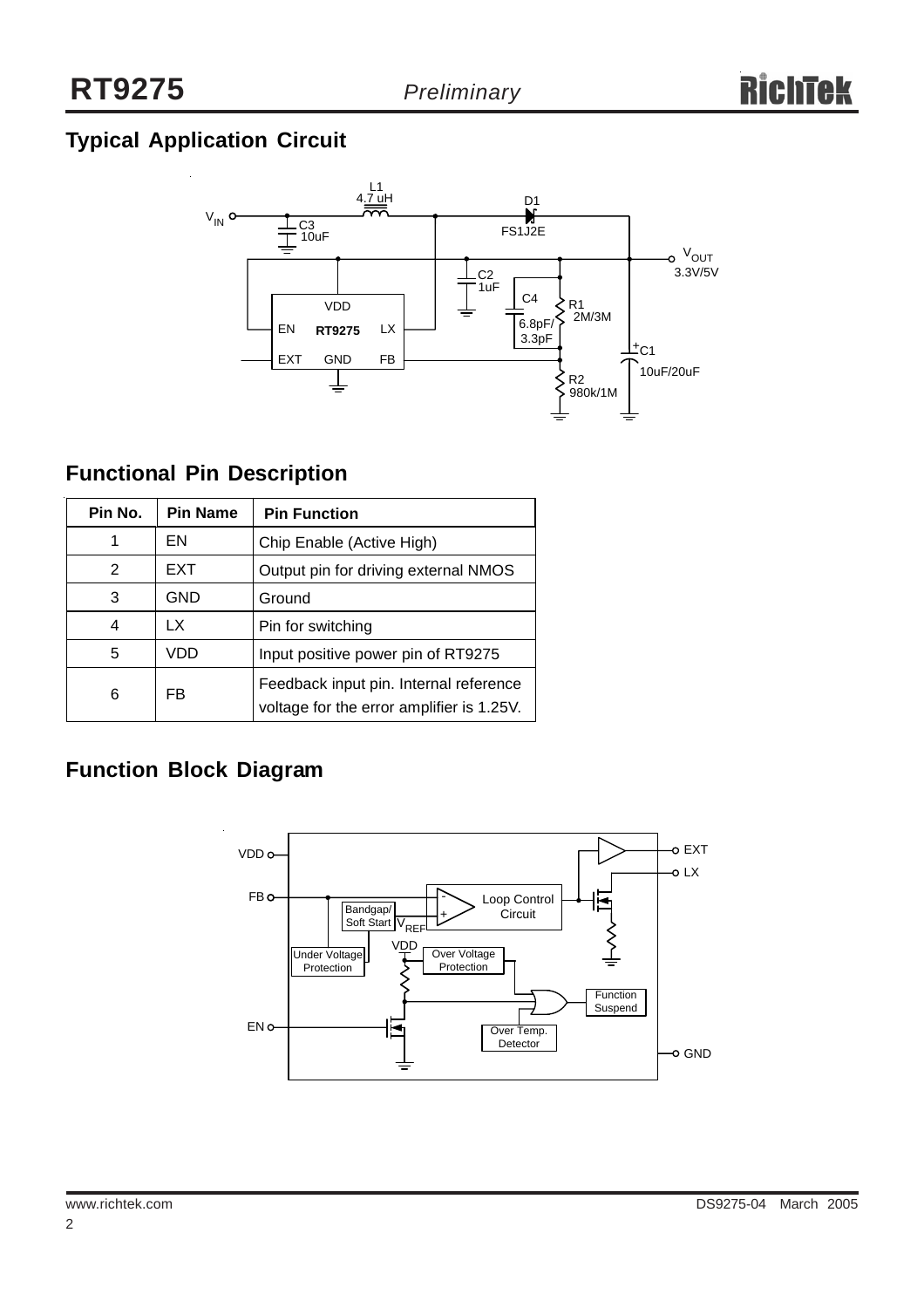## Typical Application Circuit

## Functional Pin Description

| Pin No. | Pin Name | Pin Function |
|---|---|---|
| 1 | EN | Chip Enable (Active High) |
| 2 | EXT | Output pin for driving external NMOS |
| 3 | GND | Ground |
| 4 | LX | Pin for switching |
| 5 | VDD | Input positive power pin of RT9275 |
| 6 | FB | Feedback input pin. Internal reference voltage for the error amplifier is 1.25V. |

## Function Block Diagram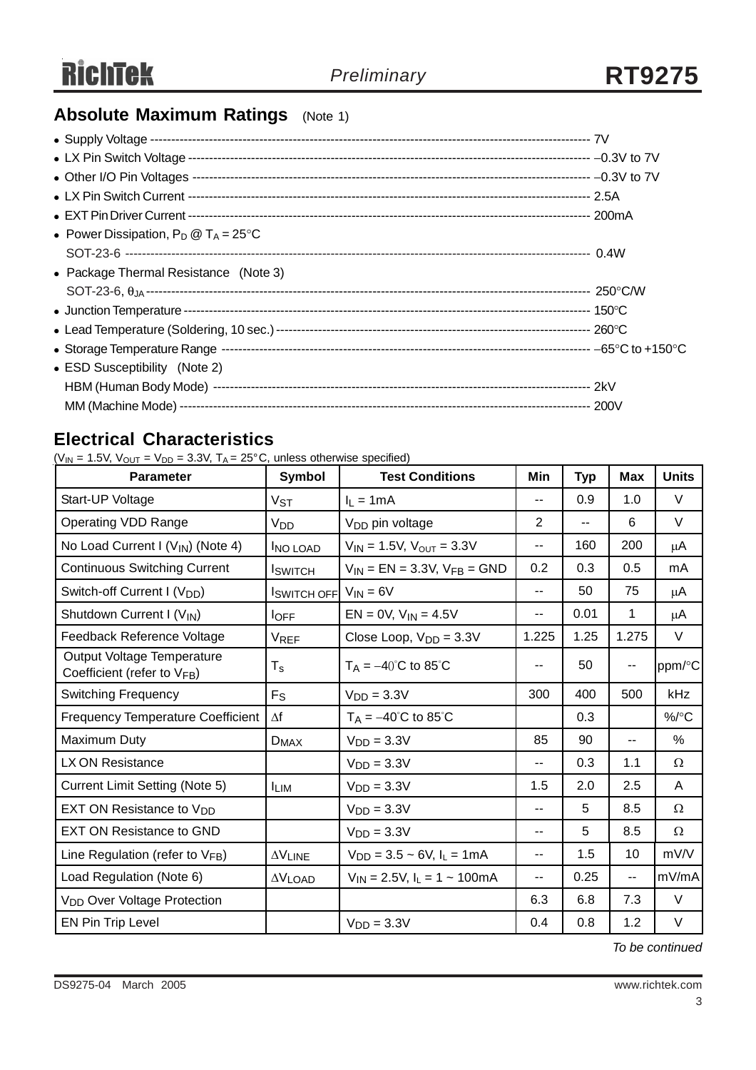## Absolute Maximum Ratings (Note 1)

- Supply Voltage ------------------------------------------------------------------------------------------------------------- 7V
- LX Pin Switch Voltage ----------------------------------------------------------------------------------------------------- −0.3V to 7V
- Other I/O Pin Voltages ---------------------------------------------------------------------------------------------------- −0.3V to 7V
- LX Pin Switch Current ----------------------------------------------------------------------------------------------------- 2.5A
- EXT Pin Driver Current ---------------------------------------------------------------------------------------------------- 200mA
- Power Dissipation, $P_D$ @ $T_A$ = 25°C
  SOT-23-6 ------------------------------------------------------------------------------------------------------------------ 0.4W
- Package Thermal Resistance (Note 3)
  SOT-23-6, $\theta_{JA}$ ------------------------------------------------------------------------------------------------------------ 250°C/W
- Junction Temperature ----------------------------------------------------------------------------------------------------- 150°C
- Lead Temperature (Soldering, 10 sec.) ------------------------------------------------------------------------------ 260°C
- Storage Temperature Range -------------------------------------------------------------------------------------------- −65°C to +150°C
- ESD Susceptibility (Note 2)
  HBM (Human Body Mode) -------------------------------------------------------------------------------------------- 2kV
  MM (Machine Mode) ------------------------------------------------------------------------------------------------------ 200V

## Electrical Characteristics

($V_{IN}$ = 1.5V, $V_{OUT}$ = $V_{DD}$ = 3.3V, $T_A$ = 25°C, unless otherwise specified)

| Parameter | Symbol | Test Conditions | Min | Typ | Max | Units |
|---|---|---|---|---|---|---|
| Start-UP Voltage | $V_{ST}$ | $I_L$ = 1mA | -- | 0.9 | 1.0 | V |
| Operating VDD Range | $V_{DD}$ | $V_{DD}$ pin voltage | 2 | -- | 6 | V |
| No Load Current I ($V_{IN}$) (Note 4) | $I_{NO\ LOAD}$ | $V_{IN}$ = 1.5V, $V_{OUT}$ = 3.3V | -- | 160 | 200 | μA |
| Continuous Switching Current | $I_{SWITCH}$ | $V_{IN}$ = EN = 3.3V, $V_{FB}$ = GND | 0.2 | 0.3 | 0.5 | mA |
| Switch-off Current I ($V_{DD}$) | $I_{SWITCH\ OFF}$ | $V_{IN}$ = 6V | -- | 50 | 75 | μA |
| Shutdown Current I ($V_{IN}$) | $I_{OFF}$ | EN = 0V, $V_{IN}$ = 4.5V | -- | 0.01 | 1 | μA |
| Feedback Reference Voltage | $V_{REF}$ | Close Loop, $V_{DD}$ = 3.3V | 1.225 | 1.25 | 1.275 | V |
| Output Voltage Temperature Coefficient (refer to $V_{FB}$) | $T_s$ | $T_A$ = −40°C to 85°C | -- | 50 | -- | ppm/°C |
| Switching Frequency | $F_S$ | $V_{DD}$ = 3.3V | 300 | 400 | 500 | kHz |
| Frequency Temperature Coefficient | Δf | $T_A$ = −40°C to 85°C | | 0.3 | | %/°C |
| Maximum Duty | $D_{MAX}$ | $V_{DD}$ = 3.3V | 85 | 90 | -- | % |
| LX ON Resistance | | $V_{DD}$ = 3.3V | -- | 0.3 | 1.1 | Ω |
| Current Limit Setting (Note 5) | $I_{LIM}$ | $V_{DD}$ = 3.3V | 1.5 | 2.0 | 2.5 | A |
| EXT ON Resistance to $V_{DD}$ | | $V_{DD}$ = 3.3V | -- | 5 | 8.5 | Ω |
| EXT ON Resistance to GND | | $V_{DD}$ = 3.3V | -- | 5 | 8.5 | Ω |
| Line Regulation (refer to $V_{FB}$) | $\Delta V_{LINE}$ | $V_{DD}$ = 3.5 ~ 6V, $I_L$ = 1mA | -- | 1.5 | 10 | mV/V |
| Load Regulation (Note 6) | $\Delta V_{LOAD}$ | $V_{IN}$ = 2.5V, $I_L$ = 1 ~ 100mA | -- | 0.25 | -- | mV/mA |
| $V_{DD}$ Over Voltage Protection | | | 6.3 | 6.8 | 7.3 | V |
| EN Pin Trip Level | | $V_{DD}$ = 3.3V | 0.4 | 0.8 | 1.2 | V |

*To be continued*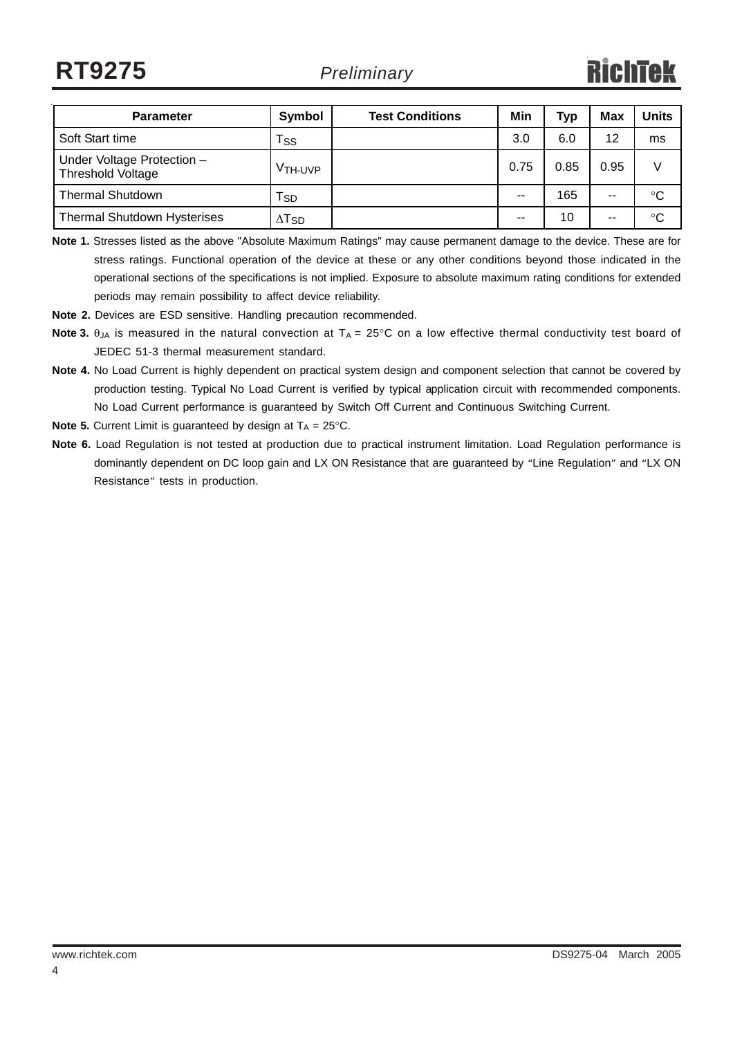| Parameter | Symbol | Test Conditions | Min | Typ | Max | Units |
|---|---|---|---|---|---|---|
| Soft Start time | $T_{SS}$ | | 3.0 | 6.0 | 12 | ms |
| Under Voltage Protection – Threshold Voltage | $V_{TH\text{-}UVP}$ | | 0.75 | 0.85 | 0.95 | V |
| Thermal Shutdown | $T_{SD}$ | | -- | 165 | -- | °C |
| Thermal Shutdown Hysterises | $\Delta T_{SD}$ | | -- | 10 | -- | °C |

**Note 1.** Stresses listed as the above "Absolute Maximum Ratings" may cause permanent damage to the device. These are for stress ratings. Functional operation of the device at these or any other conditions beyond those indicated in the operational sections of the specifications is not implied. Exposure to absolute maximum rating conditions for extended periods may remain possibility to affect device reliability.

**Note 2.** Devices are ESD sensitive. Handling precaution recommended.

**Note 3.** $\theta_{JA}$ is measured in the natural convection at $T_A$ = 25°C on a low effective thermal conductivity test board of JEDEC 51-3 thermal measurement standard.

**Note 4.** No Load Current is highly dependent on practical system design and component selection that cannot be covered by production testing. Typical No Load Current is verified by typical application circuit with recommended components. No Load Current performance is guaranteed by Switch Off Current and Continuous Switching Current.

**Note 5.** Current Limit is guaranteed by design at $T_A$ = 25°C.

**Note 6.** Load Regulation is not tested at production due to practical instrument limitation. Load Regulation performance is dominantly dependent on DC loop gain and LX ON Resistance that are guaranteed by "Line Regulation" and "LX ON Resistance" tests in production.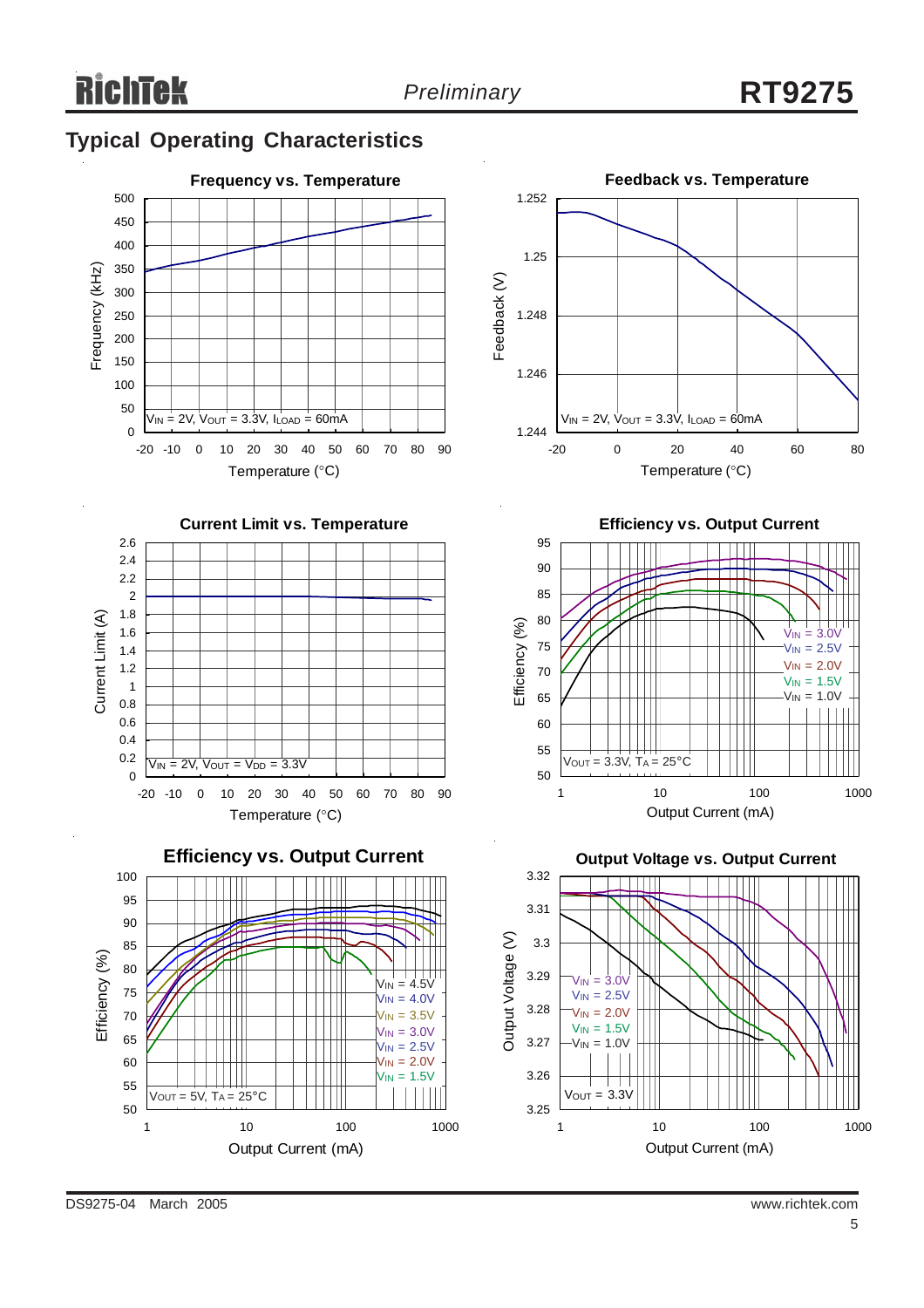## Typical Operating Characteristics

**Frequency vs. Temperature**

Frequency (kHz) vs. Temperature (°C)

$V_{IN}$ = 2V, $V_{OUT}$ = 3.3V, $I_{LOAD}$ = 60mA

**Feedback vs. Temperature**

Feedback (V) vs. Temperature (°C)

$V_{IN}$ = 2V, $V_{OUT}$ = 3.3V, $I_{LOAD}$ = 60mA

**Current Limit vs. Temperature**

Current Limit (A) vs. Temperature (°C)

$V_{IN}$ = 2V, $V_{OUT}$ = $V_{DD}$ = 3.3V

**Efficiency vs. Output Current**

Efficiency (%) vs. Output Current (mA)

$V_{OUT}$ = 3.3V, $T_A$ = 25°C

$V_{IN}$ = 3.0V, $V_{IN}$ = 2.5V, $V_{IN}$ = 2.0V, $V_{IN}$ = 1.5V, $V_{IN}$ = 1.0V

**Efficiency vs. Output Current**

Efficiency (%) vs. Output Current (mA)

$V_{OUT}$ = 5V, $T_A$ = 25°C

$V_{IN}$ = 4.5V, $V_{IN}$ = 4.0V, $V_{IN}$ = 3.5V, $V_{IN}$ = 3.0V, $V_{IN}$ = 2.5V, $V_{IN}$ = 2.0V, $V_{IN}$ = 1.5V

**Output Voltage vs. Output Current**

Output Voltage (V) vs. Output Current (mA)

$V_{OUT}$ = 3.3V

$V_{IN}$ = 3.0V, $V_{IN}$ = 2.5V, $V_{IN}$ = 2.0V, $V_{IN}$ = 1.5V, $V_{IN}$ = 1.0V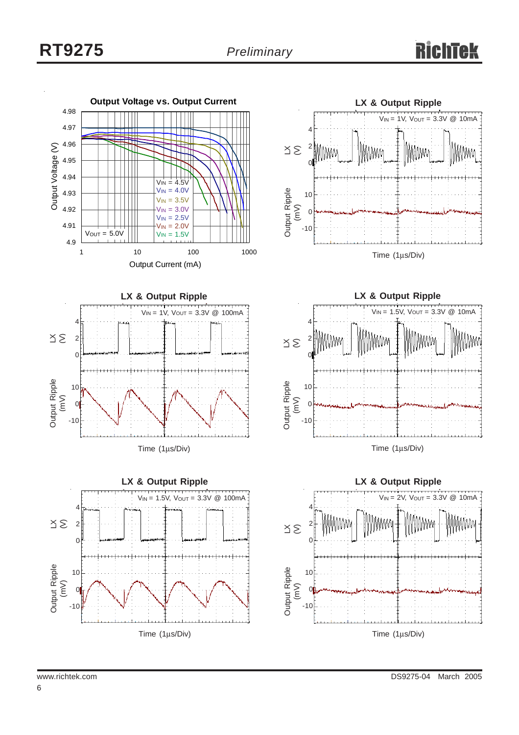**Output Voltage vs. Output Current**

Output Voltage (V) vs. Output Current (mA); $V_{OUT}$ = 5.0V; $V_{IN}$ = 4.5V, $V_{IN}$ = 4.0V, $V_{IN}$ = 3.5V, $V_{IN}$ = 3.0V, $V_{IN}$ = 2.5V, $V_{IN}$ = 2.0V, $V_{IN}$ = 1.5V

**LX & Output Ripple**

$V_{IN}$ = 1V, $V_{OUT}$ = 3.3V @ 10mA

LX (V); Output Ripple (mV); Time (1μs/Div)

**LX & Output Ripple**

$V_{IN}$ = 1V, $V_{OUT}$ = 3.3V @ 100mA

LX (V); Output Ripple (mV); Time (1μs/Div)

**LX & Output Ripple**

$V_{IN}$ = 1.5V, $V_{OUT}$ = 3.3V @ 10mA

LX (V); Output Ripple (mV); Time (1μs/Div)

**LX & Output Ripple**

$V_{IN}$ = 1.5V, $V_{OUT}$ = 3.3V @ 100mA

LX (V); Output Ripple (mV); Time (1μs/Div)

**LX & Output Ripple**

$V_{IN}$ = 2V, $V_{OUT}$ = 3.3V @ 10mA

LX (V); Output Ripple (mV); Time (1μs/Div)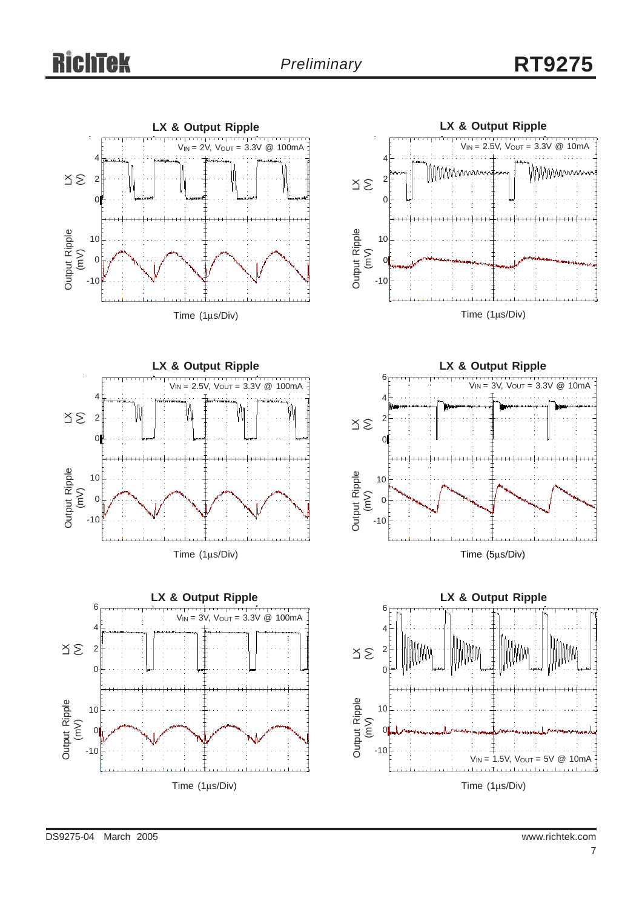LX & Output Ripple

$V_{IN}$ = 2V, $V_{OUT}$ = 3.3V @ 100mA

LX (V)

Output Ripple (mV)

Time (1μs/Div)

LX & Output Ripple

$V_{IN}$ = 2.5V, $V_{OUT}$ = 3.3V @ 10mA

LX (V)

Output Ripple (mV)

Time (1μs/Div)

LX & Output Ripple

$V_{IN}$ = 2.5V, $V_{OUT}$ = 3.3V @ 100mA

LX (V)

Output Ripple (mV)

Time (1μs/Div)

LX & Output Ripple

$V_{IN}$ = 3V, $V_{OUT}$ = 3.3V @ 10mA

LX (V)

Output Ripple (mV)

Time (5μs/Div)

LX & Output Ripple

$V_{IN}$ = 3V, $V_{OUT}$ = 3.3V @ 100mA

LX (V)

Output Ripple (mV)

Time (1μs/Div)

LX & Output Ripple

$V_{IN}$ = 1.5V, $V_{OUT}$ = 5V @ 10mA

LX (V)

Output Ripple (mV)

Time (1μs/Div)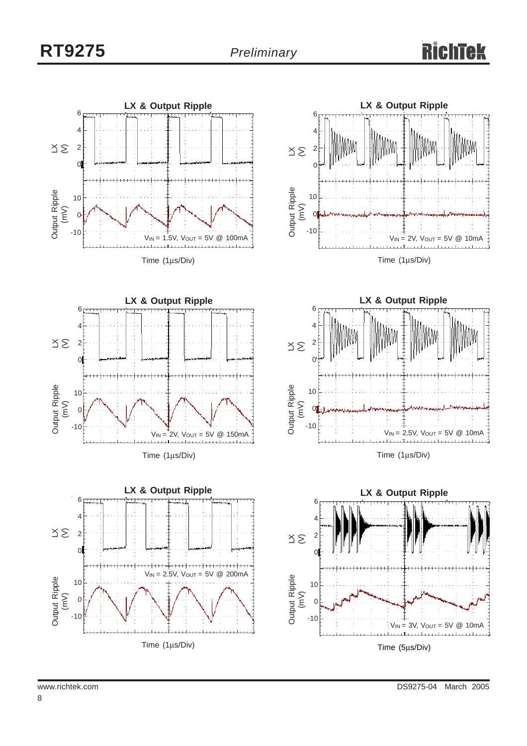LX & Output Ripple

LX (V)

Output Ripple (mV)

$V_{IN}$ = 1.5V, $V_{OUT}$ = 5V @ 100mA

Time (1μs/Div)

LX & Output Ripple

LX (V)

Output Ripple (mV)

$V_{IN}$ = 2V, $V_{OUT}$ = 5V @ 10mA

Time (1μs/Div)

LX & Output Ripple

LX (V)

Output Ripple (mV)

$V_{IN}$ = 2V, $V_{OUT}$ = 5V @ 150mA

Time (1μs/Div)

LX & Output Ripple

LX (V)

Output Ripple (mV)

$V_{IN}$ = 2.5V, $V_{OUT}$ = 5V @ 10mA

Time (1μs/Div)

LX & Output Ripple

LX (V)

Output Ripple (mV)

$V_{IN}$ = 2.5V, $V_{OUT}$ = 5V @ 200mA

Time (1μs/Div)

LX & Output Ripple

LX (V)

Output Ripple (mV)

$V_{IN}$ = 3V, $V_{OUT}$ = 5V @ 10mA

Time (5μs/Div)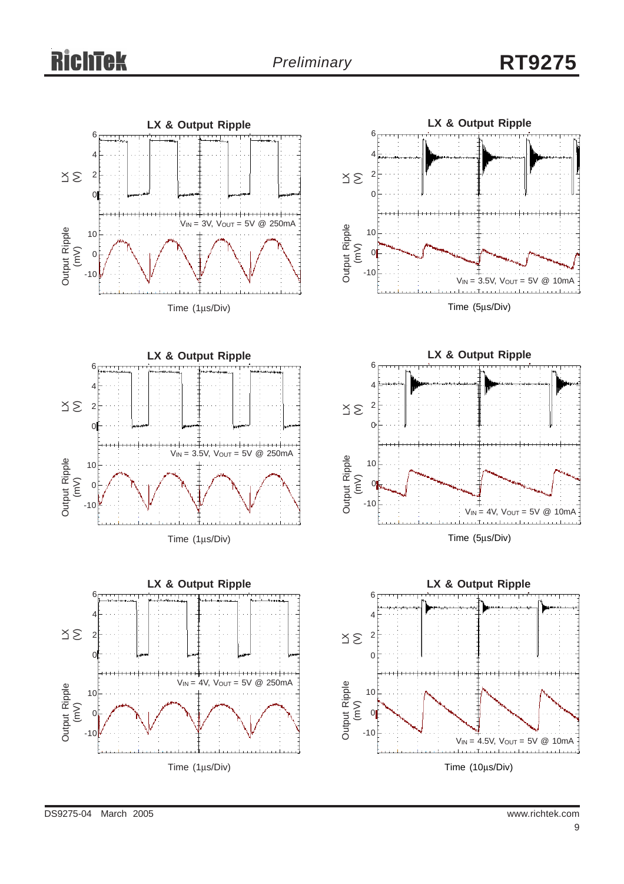**LX & Output Ripple**

LX (V)

Output Ripple (mV)

$V_{IN}$ = 3V, $V_{OUT}$ = 5V @ 250mA

Time (1μs/Div)

**LX & Output Ripple**

LX (V)

Output Ripple (mV)

$V_{IN}$ = 3.5V, $V_{OUT}$ = 5V @ 10mA

Time (5μs/Div)

**LX & Output Ripple**

LX (V)

Output Ripple (mV)

$V_{IN}$ = 3.5V, $V_{OUT}$ = 5V @ 250mA

Time (1μs/Div)

**LX & Output Ripple**

LX (V)

Output Ripple (mV)

$V_{IN}$ = 4V, $V_{OUT}$ = 5V @ 10mA

Time (5μs/Div)

**LX & Output Ripple**

LX (V)

Output Ripple (mV)

$V_{IN}$ = 4V, $V_{OUT}$ = 5V @ 250mA

Time (1μs/Div)

**LX & Output Ripple**

LX (V)

Output Ripple (mV)

$V_{IN}$ = 4.5V, $V_{OUT}$ = 5V @ 10mA

Time (10μs/Div)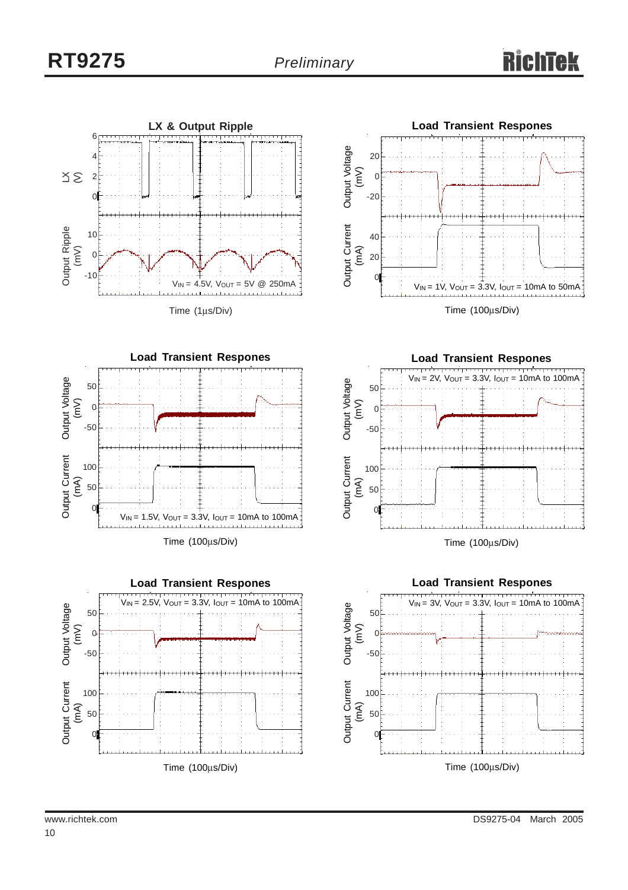**LX & Output Ripple**

LX (V)

Output Ripple (mV)

$V_{IN}$ = 4.5V, $V_{OUT}$ = 5V @ 250mA

Time (1μs/Div)

**Load Transient Respones**

Output Voltage (mV)

Output Current (mA)

$V_{IN}$ = 1V, $V_{OUT}$ = 3.3V, $I_{OUT}$ = 10mA to 50mA

Time (100μs/Div)

**Load Transient Respones**

Output Voltage (mV)

Output Current (mA)

$V_{IN}$ = 1.5V, $V_{OUT}$ = 3.3V, $I_{OUT}$ = 10mA to 100mA

Time (100μs/Div)

**Load Transient Respones**

$V_{IN}$ = 2V, $V_{OUT}$ = 3.3V, $I_{OUT}$ = 10mA to 100mA

Output Voltage (mV)

Output Current (mA)

Time (100μs/Div)

**Load Transient Respones**

$V_{IN}$ = 2.5V, $V_{OUT}$ = 3.3V, $I_{OUT}$ = 10mA to 100mA

Output Voltage (mV)

Output Current (mA)

Time (100μs/Div)

**Load Transient Respones**

$V_{IN}$ = 3V, $V_{OUT}$ = 3.3V, $I_{OUT}$ = 10mA to 100mA

Output Voltage (mV)

Output Current (mA)

Time (100μs/Div)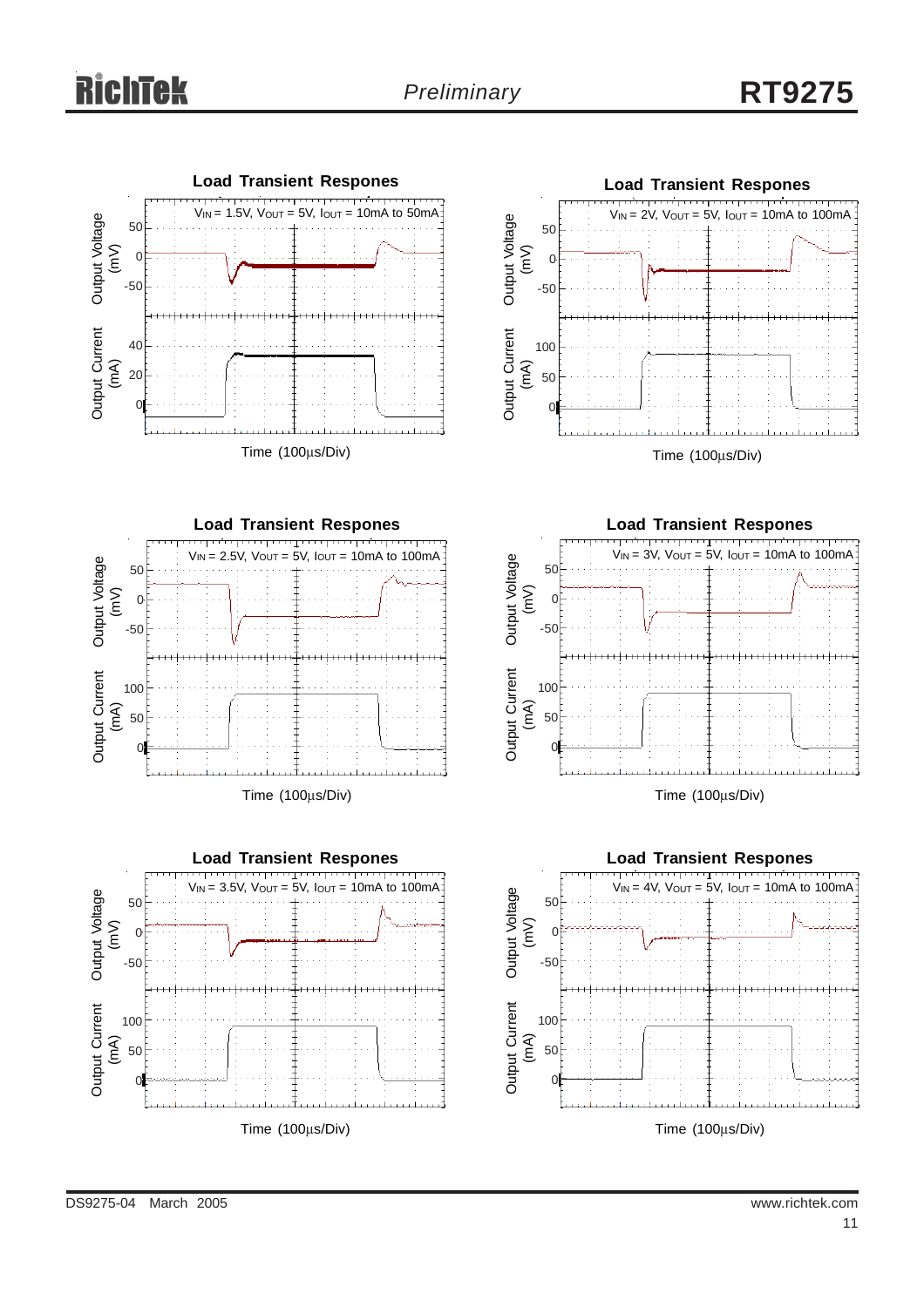**Load Transient Respones**

$V_{IN}$ = 1.5V, $V_{OUT}$ = 5V, $I_{OUT}$ = 10mA to 50mA

Output Voltage (mV): 50, 0, -50

Output Current (mA): 40, 20, 0

Time (100μs/Div)

**Load Transient Respones**

$V_{IN}$ = 2V, $V_{OUT}$ = 5V, $I_{OUT}$ = 10mA to 100mA

Output Voltage (mV): 50, 0, -50

Output Current (mA): 100, 50, 0

Time (100μs/Div)

**Load Transient Respones**

$V_{IN}$ = 2.5V, $V_{OUT}$ = 5V, $I_{OUT}$ = 10mA to 100mA

Output Voltage (mV): 50, 0, -50

Output Current (mA): 100, 50, 0

Time (100μs/Div)

**Load Transient Respones**

$V_{IN}$ = 3V, $V_{OUT}$ = 5V, $I_{OUT}$ = 10mA to 100mA

Output Voltage (mV): 50, 0, -50

Output Current (mA): 100, 50, 0

Time (100μs/Div)

**Load Transient Respones**

$V_{IN}$ = 3.5V, $V_{OUT}$ = 5V, $I_{OUT}$ = 10mA to 100mA

Output Voltage (mV): 50, 0, -50

Output Current (mA): 100, 50, 0

Time (100μs/Div)

**Load Transient Respones**

$V_{IN}$ = 4V, $V_{OUT}$ = 5V, $I_{OUT}$ = 10mA to 100mA

Output Voltage (mV): 50, 0, -50

Output Current (mA): 100, 50, 0

Time (100μs/Div)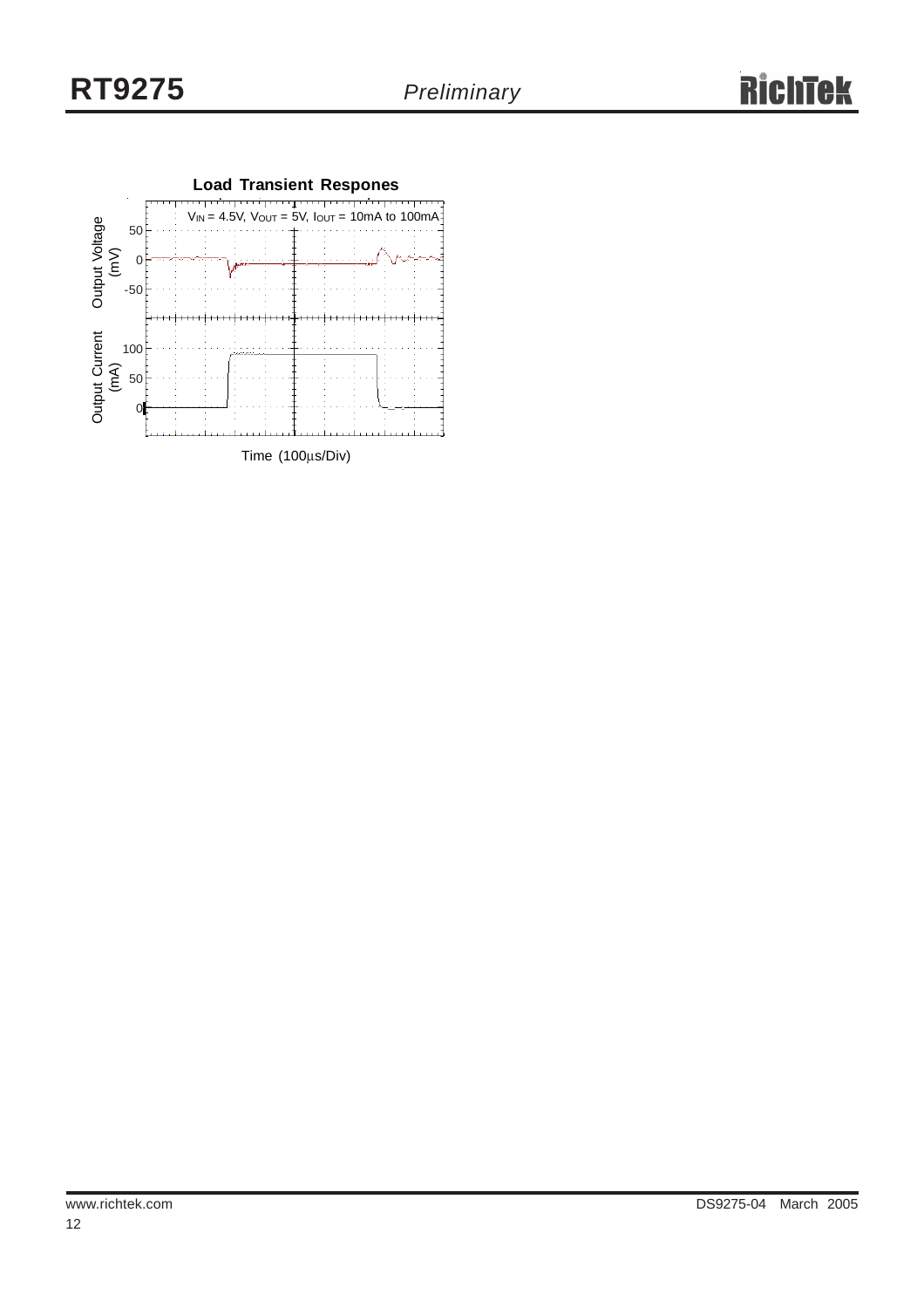**Load Transient Respones**

$V_{IN}$ = 4.5V, $V_{OUT}$ = 5V, $I_{OUT}$ = 10mA to 100mA

Output Voltage (mV): 50, 0, -50

Output Current (mA): 100, 50, 0

Time (100μs/Div)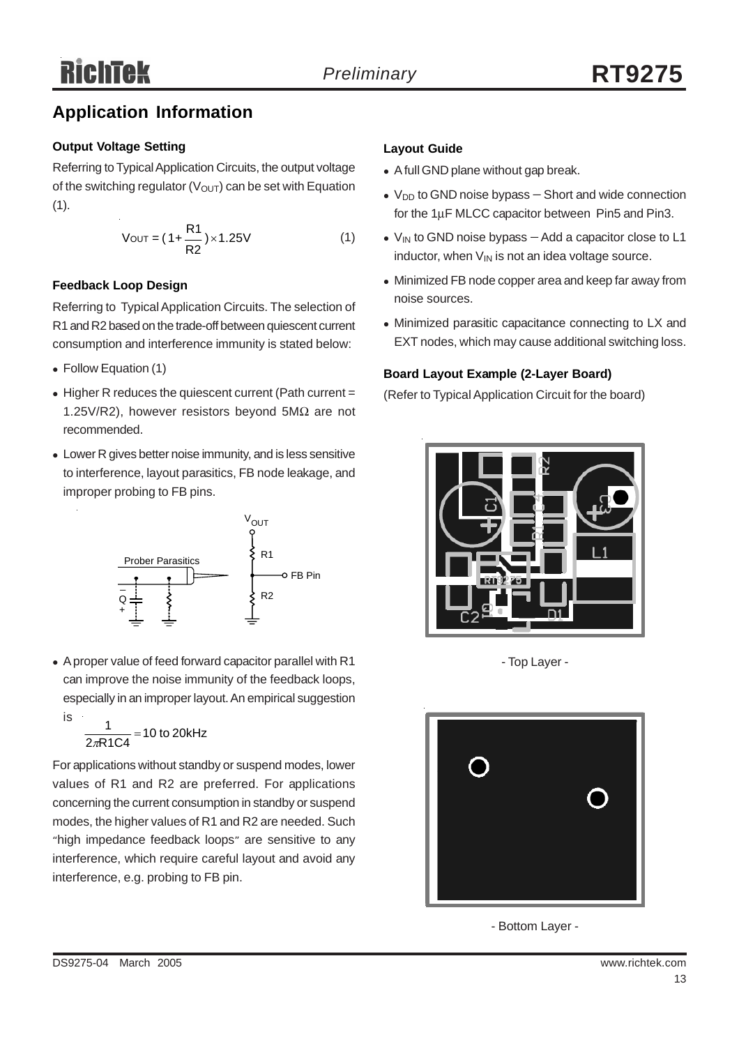## Application Information

### Output Voltage Setting

Referring to Typical Application Circuits, the output voltage of the switching regulator ($V_{OUT}$) can be set with Equation (1).

$$V_{OUT} = \left(1 + \frac{R1}{R2}\right) \times 1.25V \quad (1)$$

### Feedback Loop Design

Referring to Typical Application Circuits. The selection of R1 and R2 based on the trade-off between quiescent current consumption and interference immunity is stated below:

- Follow Equation (1)
- Higher R reduces the quiescent current (Path current = 1.25V/R2), however resistors beyond 5MΩ are not recommended.
- Lower R gives better noise immunity, and is less sensitive to interference, layout parasitics, FB node leakage, and improper probing to FB pins.

- A proper value of feed forward capacitor parallel with R1 can improve the noise immunity of the feedback loops, especially in an improper layout. An empirical suggestion is

$$\frac{1}{2\pi R1C4} = 10 \text{ to } 20\text{kHz}$$

For applications without standby or suspend modes, lower values of R1 and R2 are preferred. For applications concerning the current consumption in standby or suspend modes, the higher values of R1 and R2 are needed. Such "high impedance feedback loops" are sensitive to any interference, which require careful layout and avoid any interference, e.g. probing to FB pin.

### Layout Guide

- A full GND plane without gap break.
- $V_{DD}$ to GND noise bypass – Short and wide connection for the 1μF MLCC capacitor between Pin5 and Pin3.
- $V_{IN}$ to GND noise bypass – Add a capacitor close to L1 inductor, when $V_{IN}$ is not an idea voltage source.
- Minimized FB node copper area and keep far away from noise sources.
- Minimized parasitic capacitance connecting to LX and EXT nodes, which may cause additional switching loss.

### Board Layout Example (2-Layer Board)

(Refer to Typical Application Circuit for the board)

- Top Layer -

- Bottom Layer -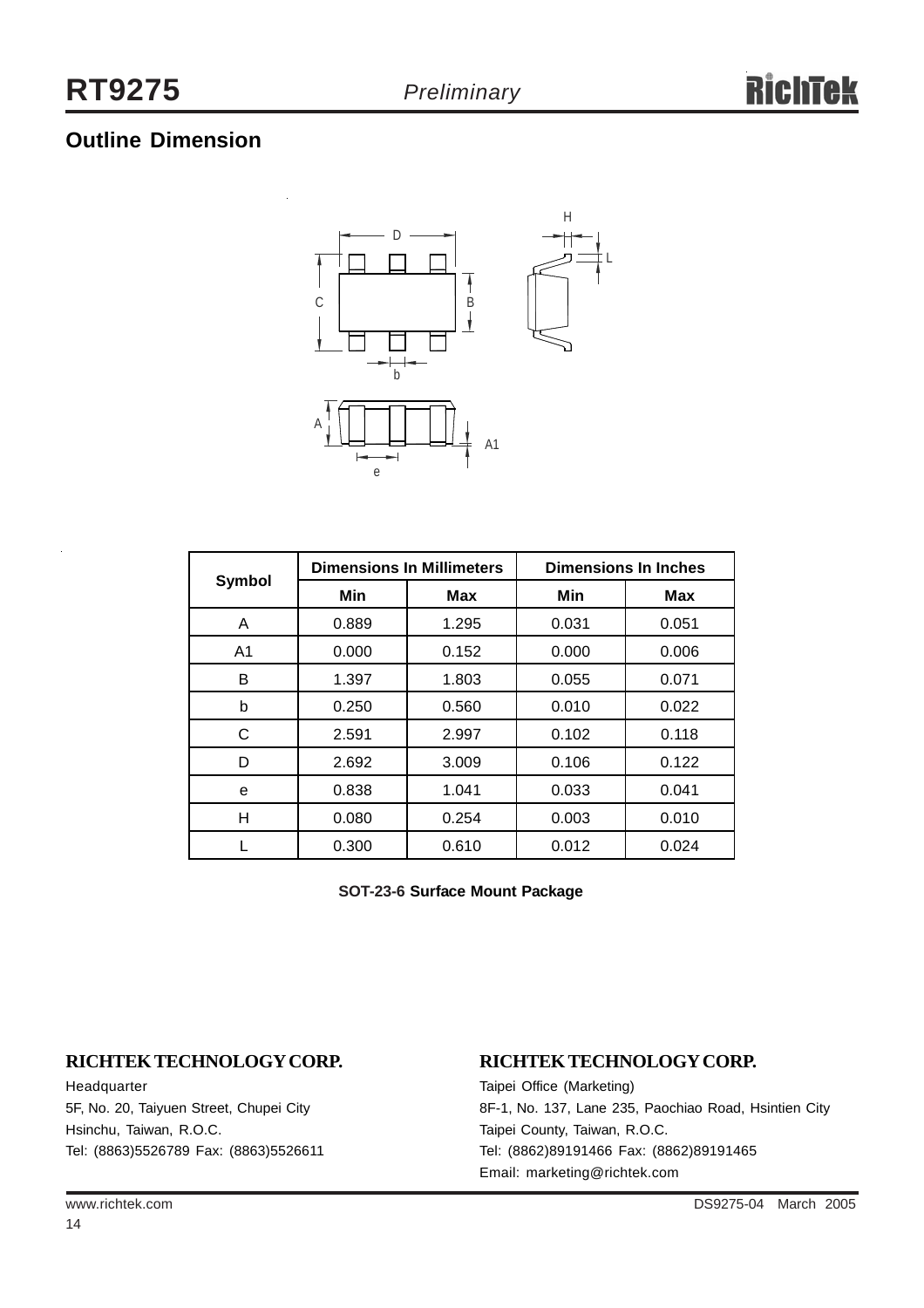## Outline Dimension

H

D

L

C

B

b

A

A1

e

| Symbol | Dimensions In Millimeters | | Dimensions In Inches | |
|---|---|---|---|---|
| | Min | Max | Min | Max |
| A | 0.889 | 1.295 | 0.031 | 0.051 |
| A1 | 0.000 | 0.152 | 0.000 | 0.006 |
| B | 1.397 | 1.803 | 0.055 | 0.071 |
| b | 0.250 | 0.560 | 0.010 | 0.022 |
| C | 2.591 | 2.997 | 0.102 | 0.118 |
| D | 2.692 | 3.009 | 0.106 | 0.122 |
| e | 0.838 | 1.041 | 0.033 | 0.041 |
| H | 0.080 | 0.254 | 0.003 | 0.010 |
| L | 0.300 | 0.610 | 0.012 | 0.024 |

**SOT-23-6 Surface Mount Package**

**RICHTEK TECHNOLOGY CORP.**

Headquarter
5F, No. 20, Taiyuen Street, Chupei City
Hsinchu, Taiwan, R.O.C.
Tel: (8863)5526789 Fax: (8863)5526611

**RICHTEK TECHNOLOGY CORP.**

Taipei Office (Marketing)
8F-1, No. 137, Lane 235, Paochiao Road, Hsintien City
Taipei County, Taiwan, R.O.C.
Tel: (8862)89191466 Fax: (8862)89191465
Email: marketing@richtek.com